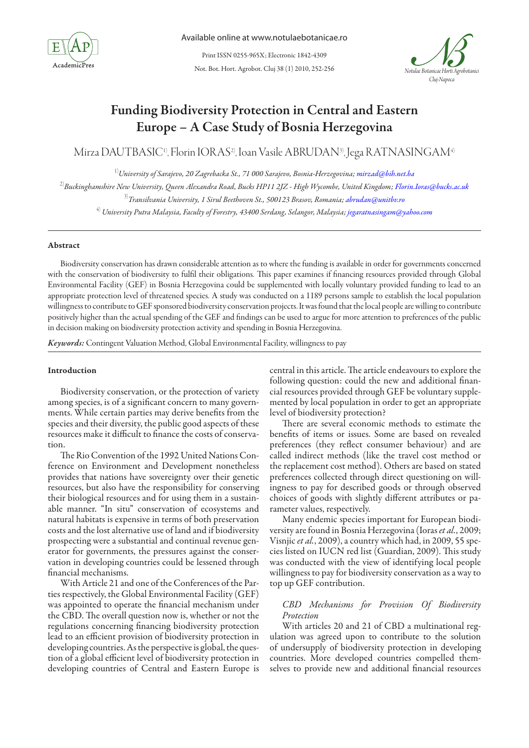# Funding Biodiversity Protection in Central and Eastern Europe – A Case Study of Bosnia Herzegovina

Mirza DAUTBASIC[1], Florin IORAS[2], Ioan Vasile ABRUDAN[3], Jega RATNASINGAM[4]

[1]*University of Sarajevo, 20 Zagrebacka St., 71 000 Sarajevo, Bosnia-Herzegovina; mirzad@bih.net.ba*

[2]*Buckinghamshire New University, Queen Alexandra Road, Bucks HP11 2JZ - High Wycombe, United Kingdom; Florin.Ioras@bucks.ac.uk*

[3]*Transilvania University, 1 Sirul Beethoven St., 500123 Brasov, Romania; abrudan@unitbv.ro*

[4] *University Putra Malaysia, Faculty of Forestry, 43400 Serdang, Selangor, Malaysia; jegaratnasingam@yahoo.com*

## Abstract

Biodiversity conservation has drawn considerable attention as to where the funding is available in order for governments concerned with the conservation of biodiversity to fulfil their obligations. This paper examines if financing resources provided through Global Environmental Facility (GEF) in Bosnia Herzegovina could be supplemented with locally voluntary provided funding to lead to an appropriate protection level of threatened species. A study was conducted on a 1189 persons sample to establish the local population willingness to contribute to GEF sponsored biodiversity conservation projects. It was found that the local people are willing to contribute positively higher than the actual spending of the GEF and findings can be used to argue for more attention to preferences of the public in decision making on biodiversity protection activity and spending in Bosnia Herzegovina.

***Keywords:*** Contingent Valuation Method, Global Environmental Facility, willingness to pay

## Introduction

Biodiversity conservation, or the protection of variety among species, is of a significant concern to many governments. While certain parties may derive benefits from the species and their diversity, the public good aspects of these resources make it difficult to finance the costs of conservation.

The Rio Convention of the 1992 United Nations Conference on Environment and Development nonetheless provides that nations have sovereignty over their genetic resources, but also have the responsibility for conserving their biological resources and for using them in a sustainable manner. "In situ" conservation of ecosystems and natural habitats is expensive in terms of both preservation costs and the lost alternative use of land and if biodiversity prospecting were a substantial and continual revenue generator for governments, the pressures against the conservation in developing countries could be lessened through financial mechanisms.

With Article 21 and one of the Conferences of the Parties respectively, the Global Environmental Facility (GEF) was appointed to operate the financial mechanism under the CBD. The overall question now is, whether or not the regulations concerning financing biodiversity protection lead to an efficient provision of biodiversity protection in developing countries. As the perspective is global, the question of a global efficient level of biodiversity protection in developing countries of Central and Eastern Europe is central in this article. The article endeavours to explore the following question: could the new and additional financial resources provided through GEF be voluntary supplemented by local population in order to get an appropriate level of biodiversity protection?

There are several economic methods to estimate the benefits of items or issues. Some are based on revealed preferences (they reflect consumer behaviour) and are called indirect methods (like the travel cost method or the replacement cost method). Others are based on stated preferences collected through direct questioning on willingness to pay for described goods or through observed choices of goods with slightly different attributes or parameter values, respectively.

Many endemic species important for European biodiversity are found in Bosnia Herzegovina (Ioras *et al.*, 2009; Visnjic *et al.*, 2009), a country which had, in 2009, 55 species listed on IUCN red list (Guardian, 2009). This study was conducted with the view of identifying local people willingness to pay for biodiversity conservation as a way to top up GEF contribution.

### *CBD Mechanisms for Provision Of Biodiversity Protection*

With articles 20 and 21 of CBD a multinational regulation was agreed upon to contribute to the solution of undersupply of biodiversity protection in developing countries. More developed countries compelled themselves to provide new and additional financial resources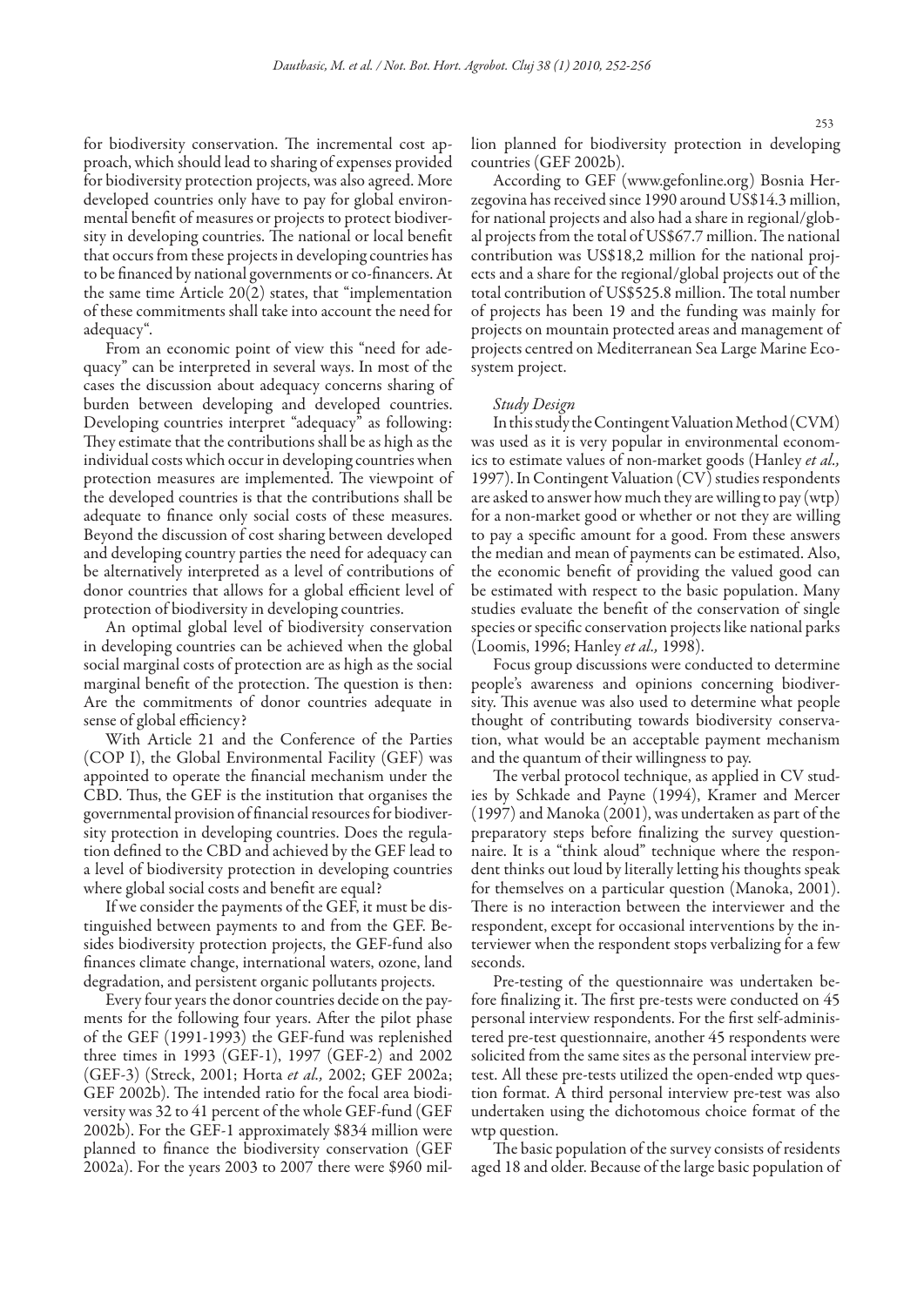for biodiversity conservation. The incremental cost approach, which should lead to sharing of expenses provided for biodiversity protection projects, was also agreed. More developed countries only have to pay for global environmental benefit of measures or projects to protect biodiversity in developing countries. The national or local benefit that occurs from these projects in developing countries has to be financed by national governments or co-financers. At the same time Article 20(2) states, that "implementation of these commitments shall take into account the need for adequacy".

From an economic point of view this "need for adequacy" can be interpreted in several ways. In most of the cases the discussion about adequacy concerns sharing of burden between developing and developed countries. Developing countries interpret "adequacy" as following: They estimate that the contributions shall be as high as the individual costs which occur in developing countries when protection measures are implemented. The viewpoint of the developed countries is that the contributions shall be adequate to finance only social costs of these measures. Beyond the discussion of cost sharing between developed and developing country parties the need for adequacy can be alternatively interpreted as a level of contributions of donor countries that allows for a global efficient level of protection of biodiversity in developing countries.

An optimal global level of biodiversity conservation in developing countries can be achieved when the global social marginal costs of protection are as high as the social marginal benefit of the protection. The question is then: Are the commitments of donor countries adequate in sense of global efficiency?

With Article 21 and the Conference of the Parties (COP I), the Global Environmental Facility (GEF) was appointed to operate the financial mechanism under the CBD. Thus, the GEF is the institution that organises the governmental provision of financial resources for biodiversity protection in developing countries. Does the regulation defined to the CBD and achieved by the GEF lead to a level of biodiversity protection in developing countries where global social costs and benefit are equal?

If we consider the payments of the GEF, it must be distinguished between payments to and from the GEF. Besides biodiversity protection projects, the GEF-fund also finances climate change, international waters, ozone, land degradation, and persistent organic pollutants projects.

Every four years the donor countries decide on the payments for the following four years. After the pilot phase of the GEF (1991-1993) the GEF-fund was replenished three times in 1993 (GEF-1), 1997 (GEF-2) and 2002 (GEF-3) (Streck, 2001; Horta *et al.,* 2002; GEF 2002a; GEF 2002b). The intended ratio for the focal area biodiversity was 32 to 41 percent of the whole GEF-fund (GEF 2002b). For the GEF-1 approximately \$834 million were planned to finance the biodiversity conservation (GEF 2002a). For the years 2003 to 2007 there were \$960 million planned for biodiversity protection in developing countries (GEF 2002b).

According to GEF (www.gefonline.org) Bosnia Herzegovina has received since 1990 around US\$14.3 million, for national projects and also had a share in regional/global projects from the total of US\$67.7 million. The national contribution was US\$18,2 million for the national projects and a share for the regional/global projects out of the total contribution of US\$525.8 million. The total number of projects has been 19 and the funding was mainly for projects on mountain protected areas and management of projects centred on Mediterranean Sea Large Marine Ecosystem project.

### *Study Design*

In this study the Contingent Valuation Method (CVM) was used as it is very popular in environmental economics to estimate values of non-market goods (Hanley *et al.,* 1997). In Contingent Valuation (CV) studies respondents are asked to answer how much they are willing to pay (wtp) for a non-market good or whether or not they are willing to pay a specific amount for a good. From these answers the median and mean of payments can be estimated. Also, the economic benefit of providing the valued good can be estimated with respect to the basic population. Many studies evaluate the benefit of the conservation of single species or specific conservation projects like national parks (Loomis, 1996; Hanley *et al.,* 1998).

Focus group discussions were conducted to determine people's awareness and opinions concerning biodiversity. This avenue was also used to determine what people thought of contributing towards biodiversity conservation, what would be an acceptable payment mechanism and the quantum of their willingness to pay.

The verbal protocol technique, as applied in CV studies by Schkade and Payne (1994), Kramer and Mercer (1997) and Manoka (2001), was undertaken as part of the preparatory steps before finalizing the survey questionnaire. It is a "think aloud" technique where the respondent thinks out loud by literally letting his thoughts speak for themselves on a particular question (Manoka, 2001). There is no interaction between the interviewer and the respondent, except for occasional interventions by the interviewer when the respondent stops verbalizing for a few seconds.

Pre-testing of the questionnaire was undertaken before finalizing it. The first pre-tests were conducted on 45 personal interview respondents. For the first self-administered pre-test questionnaire, another 45 respondents were solicited from the same sites as the personal interview pretest. All these pre-tests utilized the open-ended wtp question format. A third personal interview pre-test was also undertaken using the dichotomous choice format of the wtp question.

The basic population of the survey consists of residents aged 18 and older. Because of the large basic population of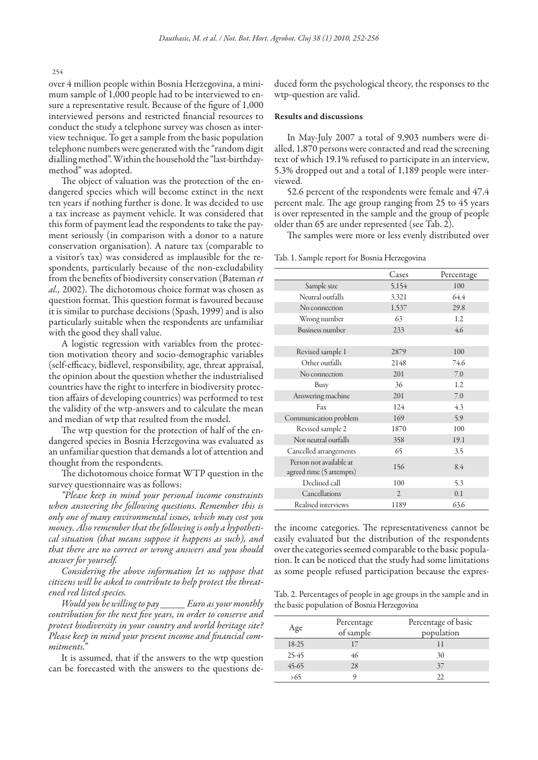over 4 million people within Bosnia Herzegovina, a minimum sample of 1,000 people had to be interviewed to ensure a representative result. Because of the figure of 1,000 interviewed persons and restricted financial resources to conduct the study a telephone survey was chosen as interview technique. To get a sample from the basic population telephone numbers were generated with the "random digit dialling method". Within the household the "last-birthday-method" was adopted.

The object of valuation was the protection of the endangered species which will become extinct in the next ten years if nothing further is done. It was decided to use a tax increase as payment vehicle. It was considered that this form of payment lead the respondents to take the payment seriously (in comparison with a donor to a nature conservation organisation). A nature tax (comparable to a visitor's tax) was considered as implausible for the respondents, particularly because of the non-excludability from the benefits of biodiversity conservation (Bateman *et al.,* 2002). The dichotomous choice format was chosen as question format. This question format is favoured because it is similar to purchase decisions (Spash, 1999) and is also particularly suitable when the respondents are unfamiliar with the good they shall value.

A logistic regression with variables from the protection motivation theory and socio-demographic variables (self-efficacy, bidlevel, responsibility, age, threat appraisal, the opinion about the question whether the industrialised countries have the right to interfere in biodiversity protection affairs of developing countries) was performed to test the validity of the wtp-answers and to calculate the mean and median of wtp that resulted from the model.

The wtp question for the protection of half of the endangered species in Bosnia Herzegovina was evaluated as an unfamiliar question that demands a lot of attention and thought from the respondents.

The dichotomous choice format WTP question in the survey questionnaire was as follows:

*"Please keep in mind your personal income constraints when answering the following questions. Remember this is only one of many environmental issues, which may cost you money. Also remember that the following is only a hypothetical situation (that means suppose it happens as such), and that there are no correct or wrong answers and you should answer for yourself.*

*Considering the above information let us suppose that citizens will be asked to contribute to help protect the threatened red listed species.*

*Would you be willing to pay _____ Euro as your monthly contribution for the next five years, in order to conserve and protect biodiversity in your country and world heritage site? Please keep in mind your present income and financial commitments."*

It is assumed, that if the answers to the wtp question can be forecasted with the answers to the questions deduced form the psychological theory, the responses to the wtp-question are valid.

### Results and discussions

In May-July 2007 a total of 9,903 numbers were dialled, 1,870 persons were contacted and read the screening text of which 19.1% refused to participate in an interview, 5.3% dropped out and a total of 1,189 people were interviewed.

52.6 percent of the respondents were female and 47.4 percent male. The age group ranging from 25 to 45 years is over represented in the sample and the group of people older than 65 are under represented (see Tab. 2).

The samples were more or less evenly distributed over the income categories. The representativeness cannot be easily evaluated but the distribution of the respondents over the categories seemed comparable to the basic population. It can be noticed that the study had some limitations as some people refused participation because the expres-

Tab. 1. Sample report for Bosnia Herzegovina

| | Cases | Percentage |
|---|---|---|
| Sample size | 5,154 | 100 |
| Neutral outfalls | 3,321 | 64.4 |
| No connection | 1,537 | 29.8 |
| Wrong number | 63 | 1.2 |
| Business number | 233 | 4.6 |
| | | |
| Revised sample 1 | 2879 | 100 |
| Other outfalls | 2148 | 74.6 |
| No connection | 201 | 7.0 |
| Busy | 36 | 1.2 |
| Answering machine | 201 | 7.0 |
| Fax | 124 | 4.3 |
| Communication problem | 169 | 5.9 |
| Revised sample 2 | 1870 | 100 |
| Not neutral outfalls | 358 | 19.1 |
| Cancelled arrangements | 65 | 3.5 |
| Person not available at agreed time (5 attempts) | 156 | 8.4 |
| Declined call | 100 | 5.3 |
| Cancellations | 2 | 0.1 |
| Realised interviews | 1189 | 63.6 |

Tab. 2. Percentages of people in age groups in the sample and in the basic population of Bosnia Herzegovina

| Age | Percentage of sample | Percentage of basic population |
|---|---|---|
| 18-25 | 17 | 11 |
| 25-45 | 46 | 30 |
| 45-65 | 28 | 37 |
| >65 | 9 | 22 |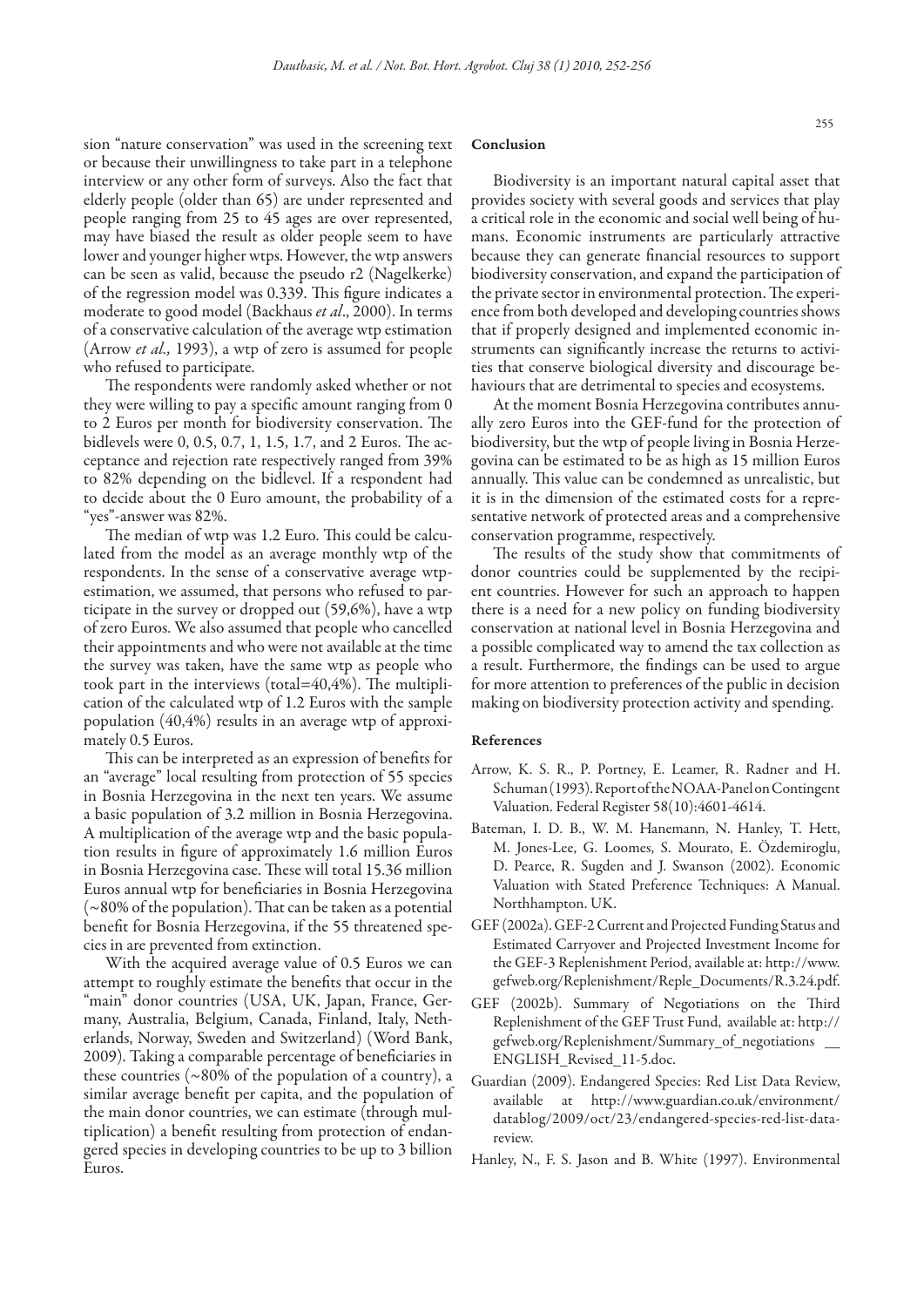sion "nature conservation" was used in the screening text or because their unwillingness to take part in a telephone interview or any other form of surveys. Also the fact that elderly people (older than 65) are under represented and people ranging from 25 to 45 ages are over represented, may have biased the result as older people seem to have lower and younger higher wtps. However, the wtp answers can be seen as valid, because the pseudo r2 (Nagelkerke) of the regression model was 0.339. This figure indicates a moderate to good model (Backhaus *et al*., 2000). In terms of a conservative calculation of the average wtp estimation (Arrow *et al.,* 1993), a wtp of zero is assumed for people who refused to participate.

The respondents were randomly asked whether or not they were willing to pay a specific amount ranging from 0 to 2 Euros per month for biodiversity conservation. The bidlevels were 0, 0.5, 0.7, 1, 1.5, 1.7, and 2 Euros. The acceptance and rejection rate respectively ranged from 39% to 82% depending on the bidlevel. If a respondent had to decide about the 0 Euro amount, the probability of a "yes"-answer was 82%.

The median of wtp was 1.2 Euro. This could be calculated from the model as an average monthly wtp of the respondents. In the sense of a conservative average wtp-estimation, we assumed, that persons who refused to participate in the survey or dropped out (59,6%), have a wtp of zero Euros. We also assumed that people who cancelled their appointments and who were not available at the time the survey was taken, have the same wtp as people who took part in the interviews (total=40,4%). The multiplication of the calculated wtp of 1.2 Euros with the sample population (40,4%) results in an average wtp of approximately 0.5 Euros.

This can be interpreted as an expression of benefits for an "average" local resulting from protection of 55 species in Bosnia Herzegovina in the next ten years. We assume a basic population of 3.2 million in Bosnia Herzegovina. A multiplication of the average wtp and the basic population results in figure of approximately 1.6 million Euros in Bosnia Herzegovina case. These will total 15.36 million Euros annual wtp for beneficiaries in Bosnia Herzegovina (~80% of the population). That can be taken as a potential benefit for Bosnia Herzegovina, if the 55 threatened species in are prevented from extinction.

With the acquired average value of 0.5 Euros we can attempt to roughly estimate the benefits that occur in the "main" donor countries (USA, UK, Japan, France, Germany, Australia, Belgium, Canada, Finland, Italy, Netherlands, Norway, Sweden and Switzerland) (Word Bank, 2009). Taking a comparable percentage of beneficiaries in these countries (~80% of the population of a country), a similar average benefit per capita, and the population of the main donor countries, we can estimate (through multiplication) a benefit resulting from protection of endangered species in developing countries to be up to 3 billion Euros.

## Conclusion

Biodiversity is an important natural capital asset that provides society with several goods and services that play a critical role in the economic and social well being of humans. Economic instruments are particularly attractive because they can generate financial resources to support biodiversity conservation, and expand the participation of the private sector in environmental protection. The experience from both developed and developing countries shows that if properly designed and implemented economic instruments can significantly increase the returns to activities that conserve biological diversity and discourage behaviours that are detrimental to species and ecosystems.

At the moment Bosnia Herzegovina contributes annually zero Euros into the GEF-fund for the protection of biodiversity, but the wtp of people living in Bosnia Herzegovina can be estimated to be as high as 15 million Euros annually. This value can be condemned as unrealistic, but it is in the dimension of the estimated costs for a representative network of protected areas and a comprehensive conservation programme, respectively.

The results of the study show that commitments of donor countries could be supplemented by the recipient countries. However for such an approach to happen there is a need for a new policy on funding biodiversity conservation at national level in Bosnia Herzegovina and a possible complicated way to amend the tax collection as a result. Furthermore, the findings can be used to argue for more attention to preferences of the public in decision making on biodiversity protection activity and spending.

## References

Arrow, K. S. R., P. Portney, E. Leamer, R. Radner and H. Schuman (1993). Report of the NOAA-Panel on Contingent Valuation. Federal Register 58(10):4601-4614.

Bateman, I. D. B., W. M. Hanemann, N. Hanley, T. Hett, M. Jones-Lee, G. Loomes, S. Mourato, E. Özdemiroglu, D. Pearce, R. Sugden and J. Swanson (2002). Economic Valuation with Stated Preference Techniques: A Manual. Northhampton. UK.

GEF (2002a). GEF-2 Current and Projected Funding Status and Estimated Carryover and Projected Investment Income for the GEF-3 Replenishment Period, available at: http://www.gefweb.org/Replenishment/Reple_Documents/R.3.24.pdf.

GEF (2002b). Summary of Negotiations on the Third Replenishment of the GEF Trust Fund, available at: http://gefweb.org/Replenishment/Summary_of_negotiations__ENGLISH_Revised_11-5.doc.

Guardian (2009). Endangered Species: Red List Data Review, available at http://www.guardian.co.uk/environment/datablog/2009/oct/23/endangered-species-red-list-data-review.

Hanley, N., F. S. Jason and B. White (1997). Environmental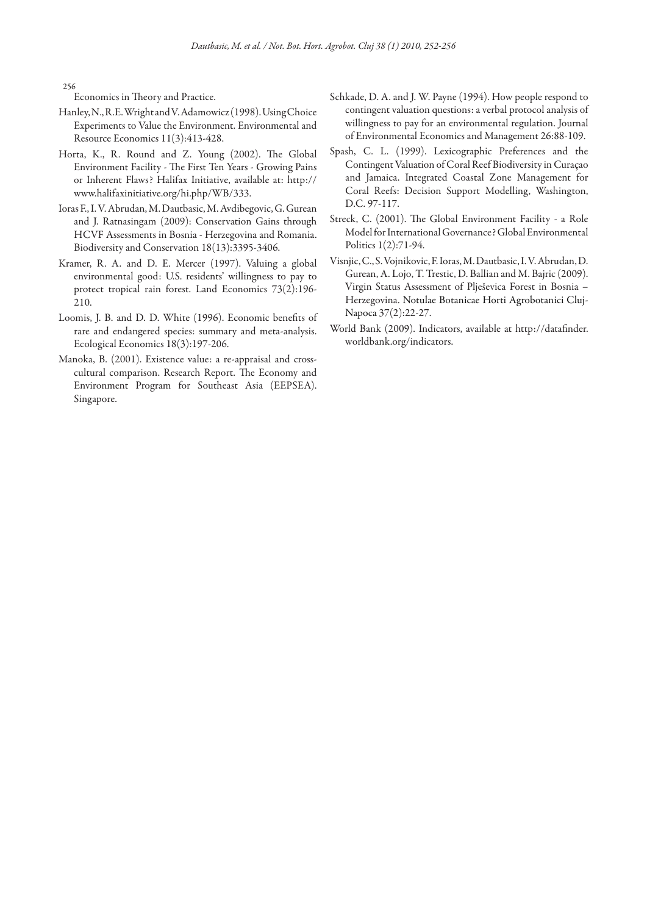Economics in Theory and Practice.

Hanley, N., R.E. Wright and V. Adamowicz (1998). Using Choice Experiments to Value the Environment. Environmental and Resource Economics 11(3):413-428.

Horta, K., R. Round and Z. Young (2002). The Global Environment Facility - The First Ten Years - Growing Pains or Inherent Flaws? Halifax Initiative, available at: http://www.halifaxinitiative.org/hi.php/WB/333.

Ioras F., I. V. Abrudan, M. Dautbasic, M. Avdibegovic, G. Gurean and J. Ratnasingam (2009): Conservation Gains through HCVF Assessments in Bosnia - Herzegovina and Romania. Biodiversity and Conservation 18(13):3395-3406.

Kramer, R. A. and D. E. Mercer (1997). Valuing a global environmental good: U.S. residents' willingness to pay to protect tropical rain forest. Land Economics 73(2):196-210.

Loomis, J. B. and D. D. White (1996). Economic benefits of rare and endangered species: summary and meta-analysis. Ecological Economics 18(3):197-206.

Manoka, B. (2001). Existence value: a re-appraisal and cross-cultural comparison. Research Report. The Economy and Environment Program for Southeast Asia (EEPSEA). Singapore.

Schkade, D. A. and J. W. Payne (1994). How people respond to contingent valuation questions: a verbal protocol analysis of willingness to pay for an environmental regulation. Journal of Environmental Economics and Management 26:88-109.

Spash, C. L. (1999). Lexicographic Preferences and the Contingent Valuation of Coral Reef Biodiversity in Curaçao and Jamaica. Integrated Coastal Zone Management for Coral Reefs: Decision Support Modelling, Washington, D.C. 97-117.

Streck, C. (2001). The Global Environment Facility - a Role Model for International Governance? Global Environmental Politics 1(2):71-94.

Visnjic, C., S. Vojnikovic, F. Ioras, M. Dautbasic, I. V. Abrudan, D. Gurean, A. Lojo, T. Trestic, D. Ballian and M. Bajric (2009). Virgin Status Assessment of Plješevica Forest in Bosnia – Herzegovina. Notulae Botanicae Horti Agrobotanici Cluj-Napoca 37(2):22-27.

World Bank (2009). Indicators, available at http://datafinder.worldbank.org/indicators.